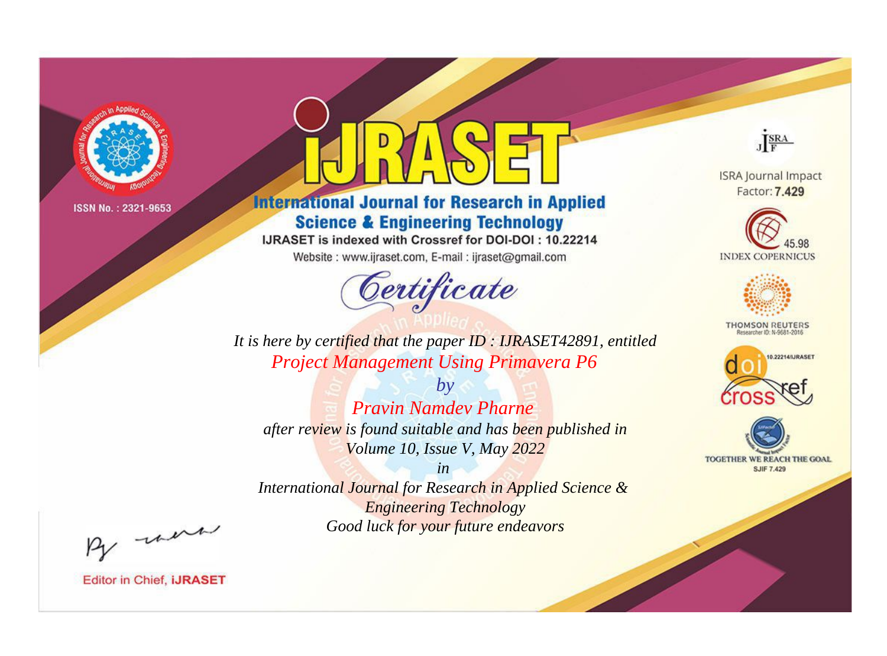ISSN No. : 2321-9653

# IJRASET

## International Journal for Research in Applied Science & Engineering Technology

IJRASET is indexed with Crossref for DOI-DOI : 10.22214

Website : www.ijraset.com, E-mail : ijraset@gmail.com

ISRA Journal Impact Factor: **7.429**

45.98 INDEX COPERNICUS

THOMSON REUTERS Researcher ID: N-9681-2016

10.22214/IJRASET

TOGETHER WE REACH THE GOAL SJIF 7.429

## Certificate

*It is here by certified that the paper ID : IJRASET42891, entitled*

*Project Management Using Primavera P6*

*by*

*Pravin Namdev Pharne*

*after review is found suitable and has been published in*

*Volume 10, Issue V, May 2022*

*in*

*International Journal for Research in Applied Science & Engineering Technology*

*Good luck for your future endeavors*

Editor in Chief, **IJRASET**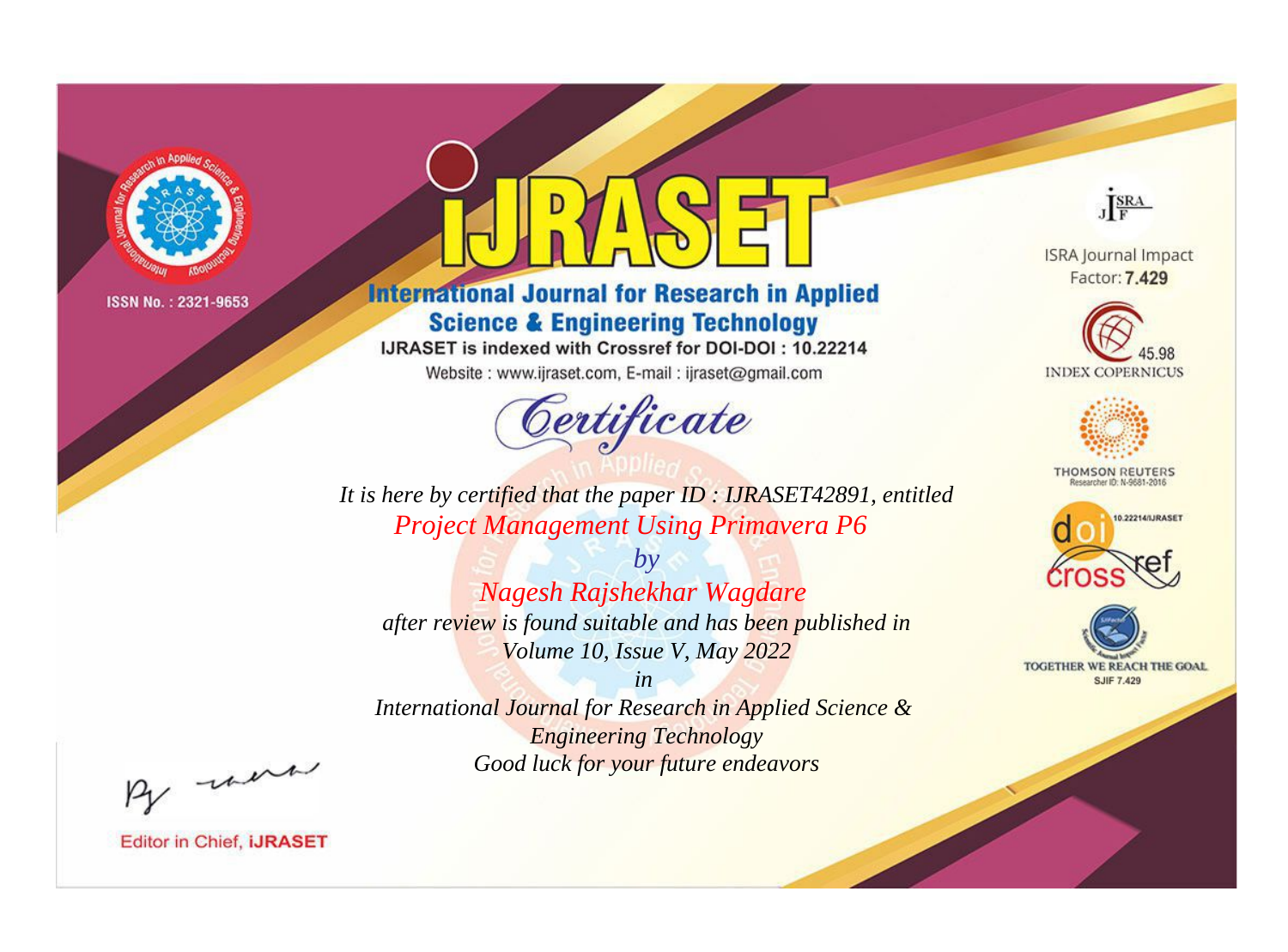ISSN No. : 2321-9653

# IJRASET

## International Journal for Research in Applied Science & Engineering Technology

IJRASET is indexed with Crossref for DOI-DOI : 10.22214

Website : www.ijraset.com, E-mail : ijraset@gmail.com

ISRA Journal Impact Factor: **7.429**

45.98 INDEX COPERNICUS

THOMSON REUTERS Researcher ID: N-9681-2016

10.22214/IJRASET

TOGETHER WE REACH THE GOAL SJIF 7.429

# *Certificate*

*It is here by certified that the paper ID : IJRASET42891, entitled*

*Project Management Using Primavera P6*

*by*

*Nagesh Rajshekhar Wagdare*

*after review is found suitable and has been published in*

*Volume 10, Issue V, May 2022*

*in*

*International Journal for Research in Applied Science & Engineering Technology*

*Good luck for your future endeavors*

Editor in Chief, **iJRASET**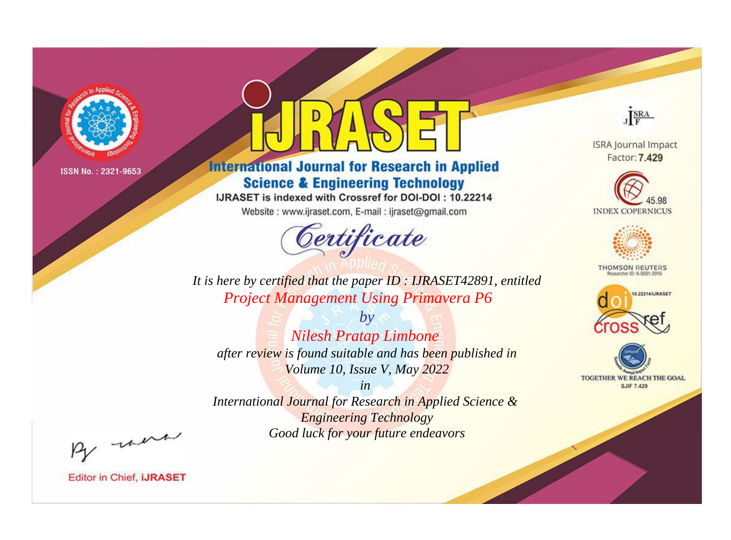ISSN No. : 2321-9653

# iJRASET

## International Journal for Research in Applied Science & Engineering Technology

IJRASET is indexed with Crossref for DOI-DOI : 10.22214

Website : www.ijraset.com, E-mail : ijraset@gmail.com

## Certificate

*It is here by certified that the paper ID : IJRASET42891, entitled*

*Project Management Using Primavera P6*

*by*

*Nilesh Pratap Limbone*

*after review is found suitable and has been published in*

*Volume 10, Issue V, May 2022*

*in*

*International Journal for Research in Applied Science & Engineering Technology*

*Good luck for your future endeavors*

ISRA Journal Impact Factor: **7.429**

45.98 INDEX COPERNICUS

THOMSON REUTERS Researcher ID: N-9681-2016

10.22214/IJRASET

TOGETHER WE REACH THE GOAL SJIF 7.429

Editor in Chief, **iJRASET**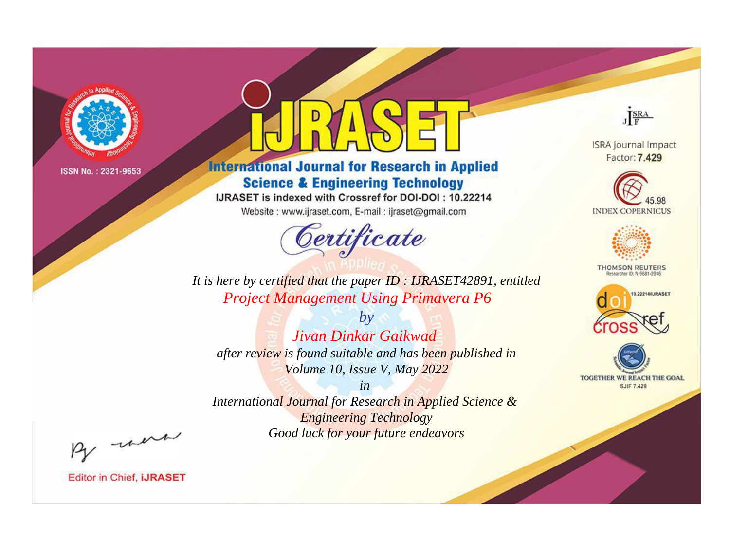ISSN No. : 2321-9653

# IJRASET

## International Journal for Research in Applied Science & Engineering Technology

IJRASET is indexed with Crossref for DOI-DOI : 10.22214

Website : www.ijraset.com, E-mail : ijraset@gmail.com

ISRA Journal Impact Factor: **7.429**

45.98 INDEX COPERNICUS

THOMSON REUTERS

Researcher ID: N-9681-2016

10.22214/IJRASET

TOGETHER WE REACH THE GOAL

SJIF 7.429

*Certificate*

*It is here by certified that the paper ID : IJRASET42891, entitled*

*Project Management Using Primavera P6*

*by*

*Jivan Dinkar Gaikwad*

*after review is found suitable and has been published in*

*Volume 10, Issue V, May 2022*

*in*

*International Journal for Research in Applied Science & Engineering Technology*

*Good luck for your future endeavors*

Editor in Chief, **iJRASET**